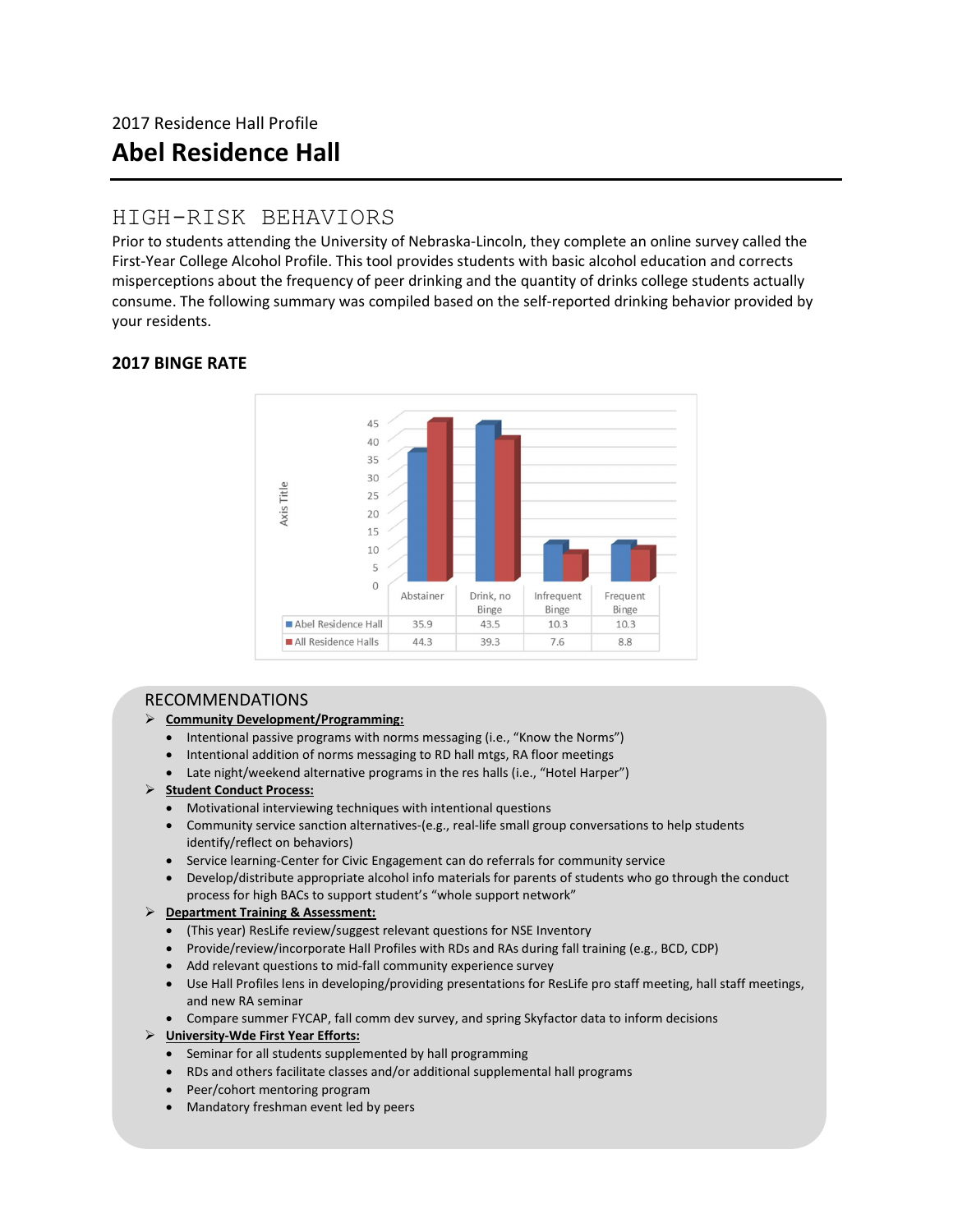2017 Residence Hall Profile

# Abel Residence Hall

## HIGH-RISK BEHAVIORS

Prior to students attending the University of Nebraska-Lincoln, they complete an online survey called the First-Year College Alcohol Profile. This tool provides students with basic alcohol education and corrects misperceptions about the frequency of peer drinking and the quantity of drinks college students actually consume. The following summary was compiled based on the self-reported drinking behavior provided by your residents.

### 2017 BINGE RATE

| | Abstainer | Drink, no Binge | Infrequent Binge | Frequent Binge |
|---|---|---|---|---|
| Abel Residence Hall | 35.9 | 43.5 | 10.3 | 10.3 |
| All Residence Halls | 44.3 | 39.3 | 7.6 | 8.8 |

## RECOMMENDATIONS

- **Community Development/Programming:**
  - Intentional passive programs with norms messaging (i.e., "Know the Norms")
  - Intentional addition of norms messaging to RD hall mtgs, RA floor meetings
  - Late night/weekend alternative programs in the res halls (i.e., "Hotel Harper")
- **Student Conduct Process:**
  - Motivational interviewing techniques with intentional questions
  - Community service sanction alternatives-(e.g., real-life small group conversations to help students identify/reflect on behaviors)
  - Service learning-Center for Civic Engagement can do referrals for community service
  - Develop/distribute appropriate alcohol info materials for parents of students who go through the conduct process for high BACs to support student's "whole support network"
- **Department Training & Assessment:**
  - (This year) ResLife review/suggest relevant questions for NSE Inventory
  - Provide/review/incorporate Hall Profiles with RDs and RAs during fall training (e.g., BCD, CDP)
  - Add relevant questions to mid-fall community experience survey
  - Use Hall Profiles lens in developing/providing presentations for ResLife pro staff meeting, hall staff meetings, and new RA seminar
  - Compare summer FYCAP, fall comm dev survey, and spring Skyfactor data to inform decisions
- **University-Wde First Year Efforts:**
  - Seminar for all students supplemented by hall programming
  - RDs and others facilitate classes and/or additional supplemental hall programs
  - Peer/cohort mentoring program
  - Mandatory freshman event led by peers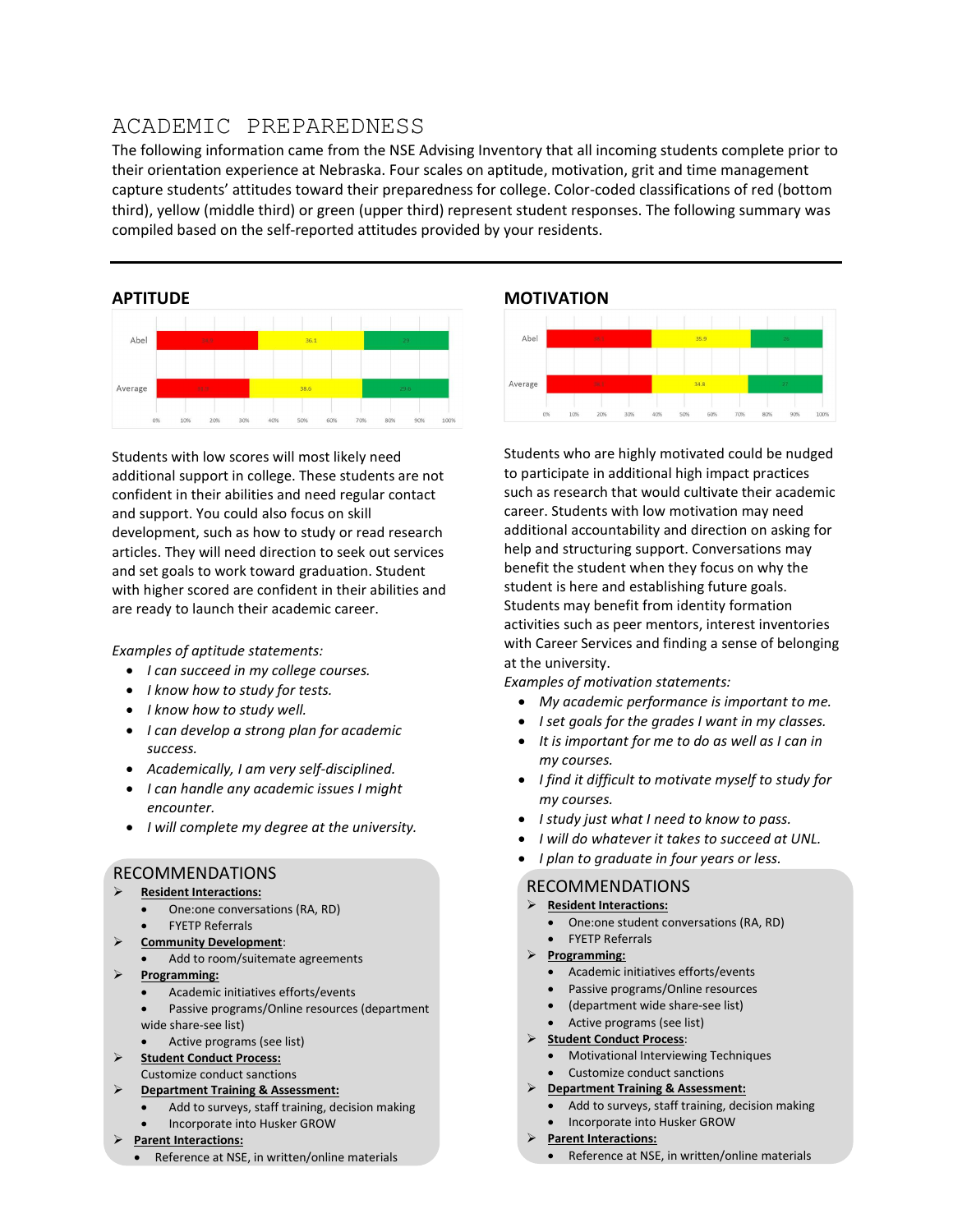# ACADEMIC PREPAREDNESS

The following information came from the NSE Advising Inventory that all incoming students complete prior to their orientation experience at Nebraska. Four scales on aptitude, motivation, grit and time management capture students' attitudes toward their preparedness for college. Color-coded classifications of red (bottom third), yellow (middle third) or green (upper third) represent student responses. The following summary was compiled based on the self-reported attitudes provided by your residents.

---

## APTITUDE

| | Red | Yellow | Green |
|---|---|---|---|
| Abel | 34.8 | 36.1 | 29 |
| Average | 31.8 | 38.6 | 29.6 |

Students with low scores will most likely need additional support in college. These students are not confident in their abilities and need regular contact and support. You could also focus on skill development, such as how to study or read research articles. They will need direction to seek out services and set goals to work toward graduation. Student with higher scored are confident in their abilities and are ready to launch their academic career.

*Examples of aptitude statements:*

- *I can succeed in my college courses.*
- *I know how to study for tests.*
- *I know how to study well.*
- *I can develop a strong plan for academic success.*
- *Academically, I am very self-disciplined.*
- *I can handle any academic issues I might encounter.*
- *I will complete my degree at the university.*

### RECOMMENDATIONS

- **Resident Interactions:**
  - One:one conversations (RA, RD)
  - FYETP Referrals
- **Community Development**:
  - Add to room/suitemate agreements
- **Programming:**
  - Academic initiatives efforts/events
  - Passive programs/Online resources (department wide share-see list)
  - Active programs (see list)
- **Student Conduct Process:**
  Customize conduct sanctions
- **Department Training & Assessment:**
  - Add to surveys, staff training, decision making
  - Incorporate into Husker GROW
- **Parent Interactions:**
  - Reference at NSE, in written/online materials

## MOTIVATION

| | Red | Yellow | Green |
|---|---|---|---|
| Abel | 38.1 | 35.9 | 26 |
| Average | 38.2 | 34.8 | 27 |

Students who are highly motivated could be nudged to participate in additional high impact practices such as research that would cultivate their academic career. Students with low motivation may need additional accountability and direction on asking for help and structuring support. Conversations may benefit the student when they focus on why the student is here and establishing future goals. Students may benefit from identity formation activities such as peer mentors, interest inventories with Career Services and finding a sense of belonging at the university.

*Examples of motivation statements:*

- *My academic performance is important to me.*
- *I set goals for the grades I want in my classes.*
- *It is important for me to do as well as I can in my courses.*
- *I find it difficult to motivate myself to study for my courses.*
- *I study just what I need to know to pass.*
- *I will do whatever it takes to succeed at UNL.*
- *I plan to graduate in four years or less.*

### RECOMMENDATIONS

- **Resident Interactions:**
  - One:one student conversations (RA, RD)
  - FYETP Referrals
- **Programming:**
  - Academic initiatives efforts/events
  - Passive programs/Online resources
  - (department wide share-see list)
  - Active programs (see list)
- **Student Conduct Process**:
  - Motivational Interviewing Techniques
  - Customize conduct sanctions
- **Department Training & Assessment:**
  - Add to surveys, staff training, decision making
  - Incorporate into Husker GROW
- **Parent Interactions:**
  - Reference at NSE, in written/online materials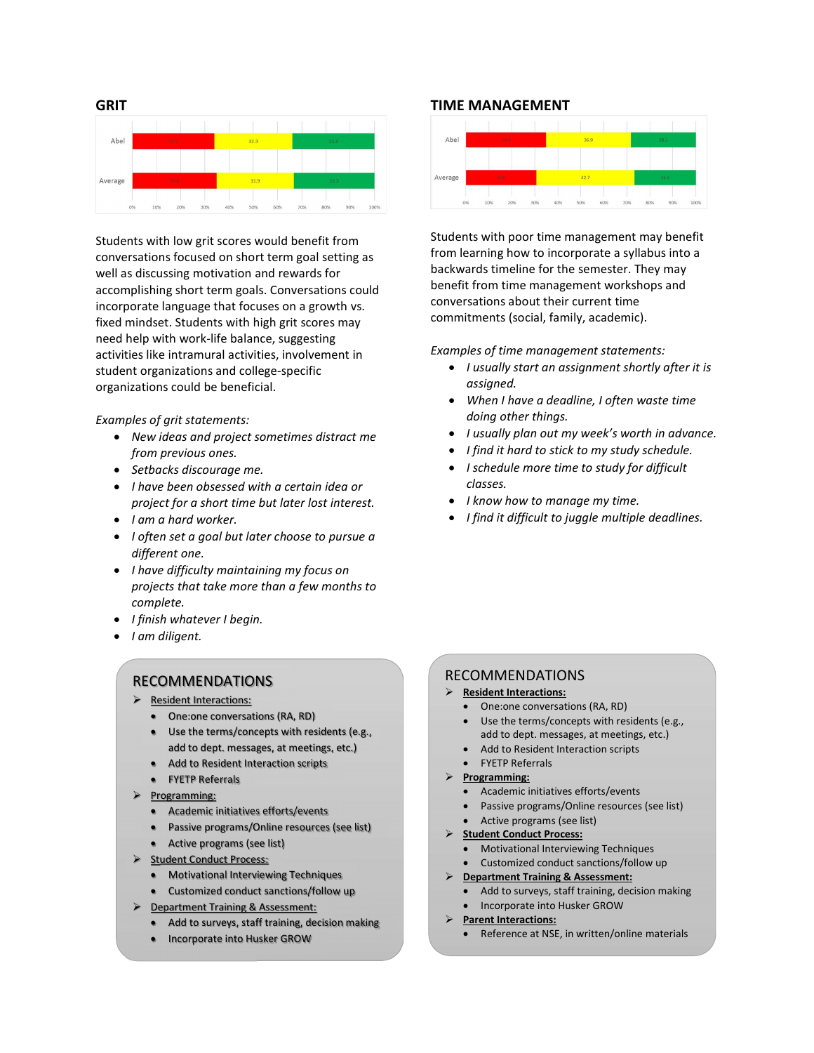## GRIT

Abel
Average
32.3
31.8
31.9
33.3
0% 10% 20% 30% 40% 50% 60% 70% 80% 90% 100%

Students with low grit scores would benefit from conversations focused on short term goal setting as well as discussing motivation and rewards for accomplishing short term goals. Conversations could incorporate language that focuses on a growth vs. fixed mindset. Students with high grit scores may need help with work-life balance, suggesting activities like intramural activities, involvement in student organizations and college-specific organizations could be beneficial.

*Examples of grit statements:*

- *New ideas and project sometimes distract me from previous ones.*
- *Setbacks discourage me.*
- *I have been obsessed with a certain idea or project for a short time but later lost interest.*
- *I am a hard worker.*
- *I often set a goal but later choose to pursue a different one.*
- *I have difficulty maintaining my focus on projects that take more than a few months to complete.*
- *I finish whatever I begin.*
- *I am diligent.*

### RECOMMENDATIONS

- **Resident Interactions:**
  - One:one conversations (RA, RD)
  - Use the terms/concepts with residents (e.g., add to dept. messages, at meetings, etc.)
  - Add to Resident Interaction scripts
  - FYETP Referrals
- **Programming:**
  - Academic initiatives efforts/events
  - Passive programs/Online resources (see list)
  - Active programs (see list)
- **Student Conduct Process:**
  - Motivational Interviewing Techniques
  - Customized conduct sanctions/follow up
- **Department Training & Assessment:**
  - Add to surveys, staff training, decision making
  - Incorporate into Husker GROW

## TIME MANAGEMENT

Abel
Average
36.9
28.2
42.7
26.6
0% 10% 20% 30% 40% 50% 60% 70% 80% 90% 100%

Students with poor time management may benefit from learning how to incorporate a syllabus into a backwards timeline for the semester. They may benefit from time management workshops and conversations about their current time commitments (social, family, academic).

*Examples of time management statements:*

- *I usually start an assignment shortly after it is assigned.*
- *When I have a deadline, I often waste time doing other things.*
- *I usually plan out my week's worth in advance.*
- *I find it hard to stick to my study schedule.*
- *I schedule more time to study for difficult classes.*
- *I know how to manage my time.*
- *I find it difficult to juggle multiple deadlines.*

### RECOMMENDATIONS

- **Resident Interactions:**
  - One:one conversations (RA, RD)
  - Use the terms/concepts with residents (e.g., add to dept. messages, at meetings, etc.)
  - Add to Resident Interaction scripts
  - FYETP Referrals
- **Programming:**
  - Academic initiatives efforts/events
  - Passive programs/Online resources (see list)
  - Active programs (see list)
- **Student Conduct Process:**
  - Motivational Interviewing Techniques
  - Customized conduct sanctions/follow up
- **Department Training & Assessment:**
  - Add to surveys, staff training, decision making
  - Incorporate into Husker GROW
- **Parent Interactions:**
  - Reference at NSE, in written/online materials